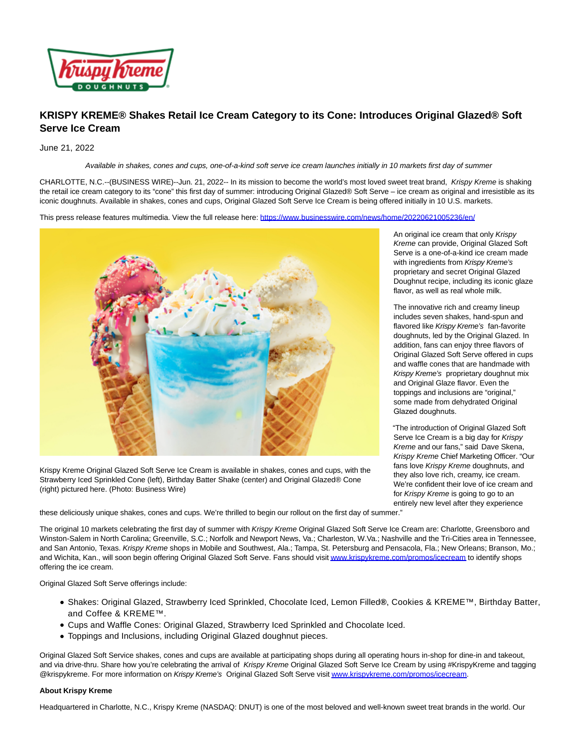# KRISPY KREME® Shakes Retail Ice Cream Category to its Cone: Introduces Original Glazed® Soft Serve Ice Cream

June 21, 2022

*Available in shakes, cones and cups, one-of-a-kind soft serve ice cream launches initially in 10 markets first day of summer*

CHARLOTTE, N.C.--(BUSINESS WIRE)--Jun. 21, 2022-- In its mission to become the world's most loved sweet treat brand, *Krispy Kreme* is shaking the retail ice cream category to its "cone" this first day of summer: introducing Original Glazed® Soft Serve – ice cream as original and irresistible as its iconic doughnuts. Available in shakes, cones and cups, Original Glazed Soft Serve Ice Cream is being offered initially in 10 U.S. markets.

This press release features multimedia. View the full release here: https://www.businesswire.com/news/home/20220621005236/en/

Krispy Kreme Original Glazed Soft Serve Ice Cream is available in shakes, cones and cups, with the Strawberry Iced Sprinkled Cone (left), Birthday Batter Shake (center) and Original Glazed® Cone (right) pictured here. (Photo: Business Wire)

An original ice cream that only *Krispy Kreme* can provide, Original Glazed Soft Serve is a one-of-a-kind ice cream made with ingredients from *Krispy Kreme's* proprietary and secret Original Glazed Doughnut recipe, including its iconic glaze flavor, as well as real whole milk.

The innovative rich and creamy lineup includes seven shakes, hand-spun and flavored like *Krispy Kreme's* fan-favorite doughnuts, led by the Original Glazed. In addition, fans can enjoy three flavors of Original Glazed Soft Serve offered in cups and waffle cones that are handmade with *Krispy Kreme's* proprietary doughnut mix and Original Glaze flavor. Even the toppings and inclusions are "original," some made from dehydrated Original Glazed doughnuts.

"The introduction of Original Glazed Soft Serve Ice Cream is a big day for *Krispy Kreme* and our fans," said Dave Skena, *Krispy Kreme* Chief Marketing Officer. "Our fans love *Krispy Kreme* doughnuts, and they also love rich, creamy, ice cream. We're confident their love of ice cream and for *Krispy Kreme* is going to go to an entirely new level after they experience these deliciously unique shakes, cones and cups. We're thrilled to begin our rollout on the first day of summer."

The original 10 markets celebrating the first day of summer with *Krispy Kreme* Original Glazed Soft Serve Ice Cream are: Charlotte, Greensboro and Winston-Salem in North Carolina; Greenville, S.C.; Norfolk and Newport News, Va.; Charleston, W.Va.; Nashville and the Tri-Cities area in Tennessee, and San Antonio, Texas. *Krispy Kreme* shops in Mobile and Southwest, Ala.; Tampa, St. Petersburg and Pensacola, Fla.; New Orleans; Branson, Mo.; and Wichita, Kan., will soon begin offering Original Glazed Soft Serve. Fans should visit www.krispykreme.com/promos/icecream to identify shops offering the ice cream.

Original Glazed Soft Serve offerings include:

- Shakes: Original Glazed, Strawberry Iced Sprinkled, Chocolate Iced, Lemon Filled®, Cookies & KREME™, Birthday Batter, and Coffee & KREME™.
- Cups and Waffle Cones: Original Glazed, Strawberry Iced Sprinkled and Chocolate Iced.
- Toppings and Inclusions, including Original Glazed doughnut pieces.

Original Glazed Soft Service shakes, cones and cups are available at participating shops during all operating hours in-shop for dine-in and takeout, and via drive-thru. Share how you're celebrating the arrival of *Krispy Kreme* Original Glazed Soft Serve Ice Cream by using #KrispyKreme and tagging @krispykreme. For more information on *Krispy Kreme's* Original Glazed Soft Serve visit www.krispykreme.com/promos/icecream.

**About Krispy Kreme**

Headquartered in Charlotte, N.C., Krispy Kreme (NASDAQ: DNUT) is one of the most beloved and well-known sweet treat brands in the world. Our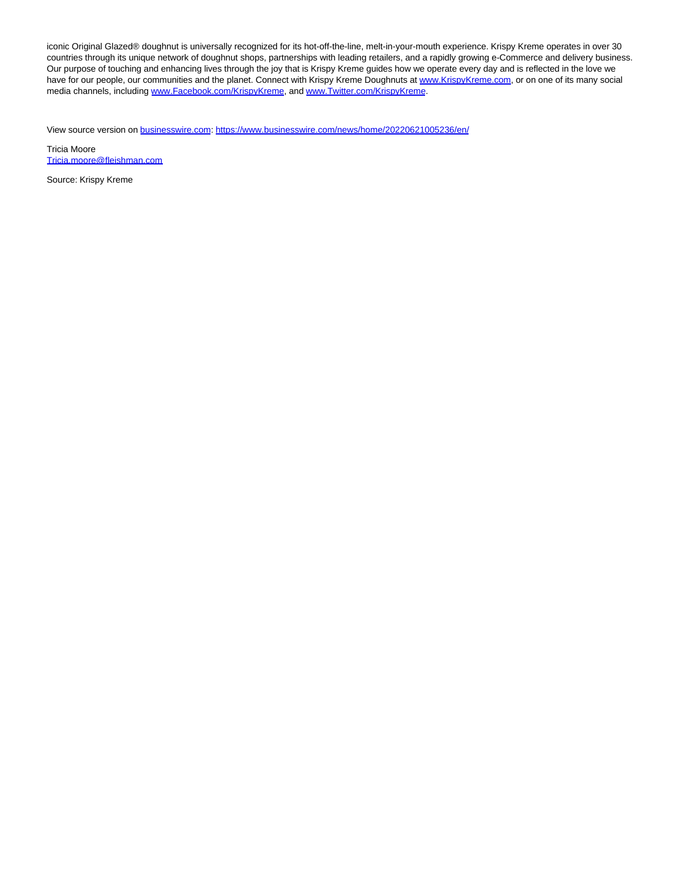iconic Original Glazed® doughnut is universally recognized for its hot-off-the-line, melt-in-your-mouth experience. Krispy Kreme operates in over 30 countries through its unique network of doughnut shops, partnerships with leading retailers, and a rapidly growing e-Commerce and delivery business. Our purpose of touching and enhancing lives through the joy that is Krispy Kreme guides how we operate every day and is reflected in the love we have for our people, our communities and the planet. Connect with Krispy Kreme Doughnuts at www.KrispyKreme.com, or on one of its many social media channels, including www.Facebook.com/KrispyKreme, and www.Twitter.com/KrispyKreme.

View source version on businesswire.com: https://www.businesswire.com/news/home/20220621005236/en/

Tricia Moore
Tricia.moore@fleishman.com

Source: Krispy Kreme